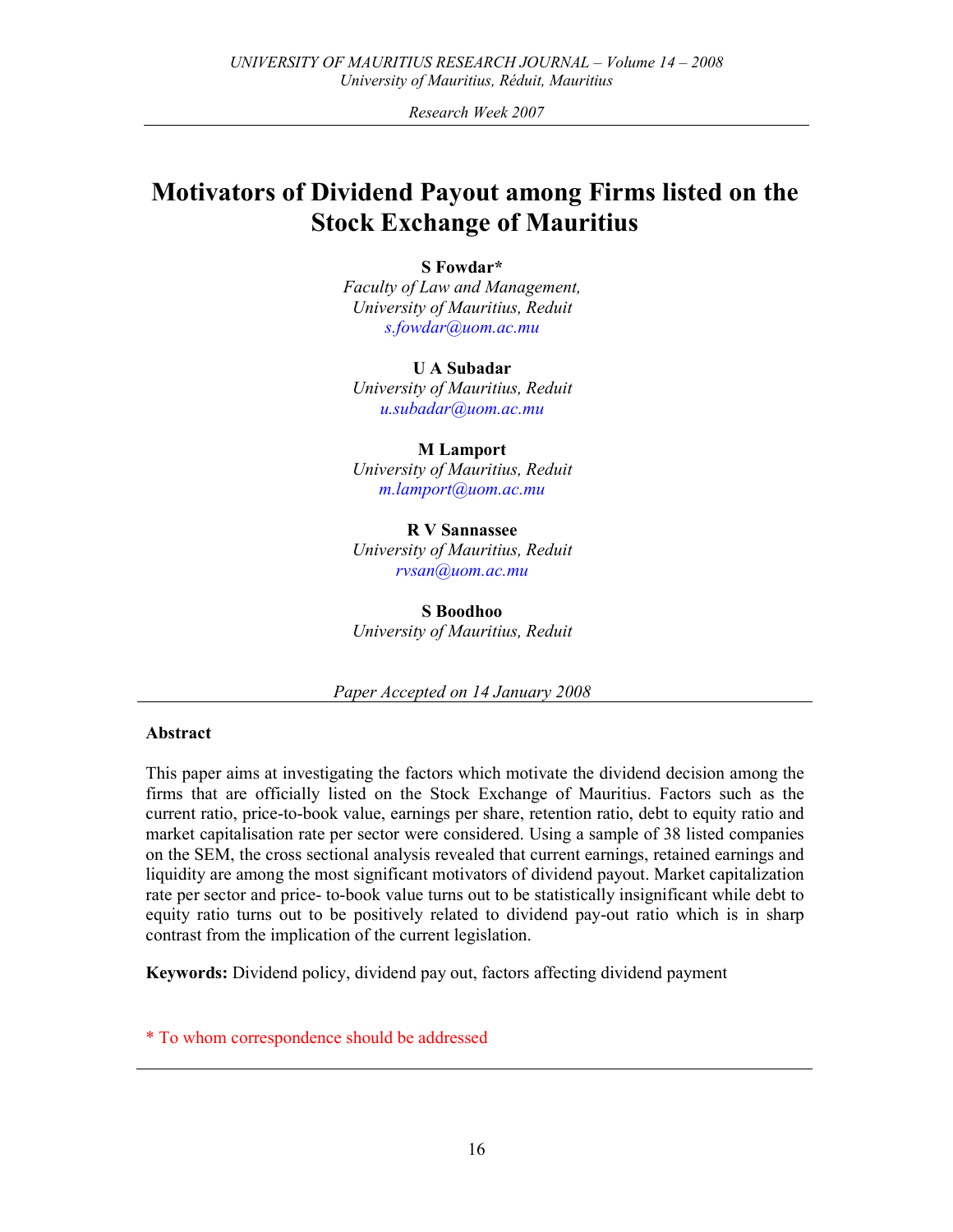# Motivators of Dividend Payout among Firms listed on the Stock Exchange of Mauritius

**S Fowdar***
*Faculty of Law and Management,*
*University of Mauritius, Reduit*
*s.fowdar@uom.ac.mu*

**U A Subadar**
*University of Mauritius, Reduit*
*u.subadar@uom.ac.mu*

**M Lamport**
*University of Mauritius, Reduit*
*m.lamport@uom.ac.mu*

**R V Sannassee**
*University of Mauritius, Reduit*
*rvsan@uom.ac.mu*

**S Boodhoo**
*University of Mauritius, Reduit*

*Paper Accepted on 14 January 2008*

## Abstract

This paper aims at investigating the factors which motivate the dividend decision among the firms that are officially listed on the Stock Exchange of Mauritius. Factors such as the current ratio, price-to-book value, earnings per share, retention ratio, debt to equity ratio and market capitalisation rate per sector were considered. Using a sample of 38 listed companies on the SEM, the cross sectional analysis revealed that current earnings, retained earnings and liquidity are among the most significant motivators of dividend payout. Market capitalization rate per sector and price- to-book value turns out to be statistically insignificant while debt to equity ratio turns out to be positively related to dividend pay-out ratio which is in sharp contrast from the implication of the current legislation.

**Keywords:** Dividend policy, dividend pay out, factors affecting dividend payment

* To whom correspondence should be addressed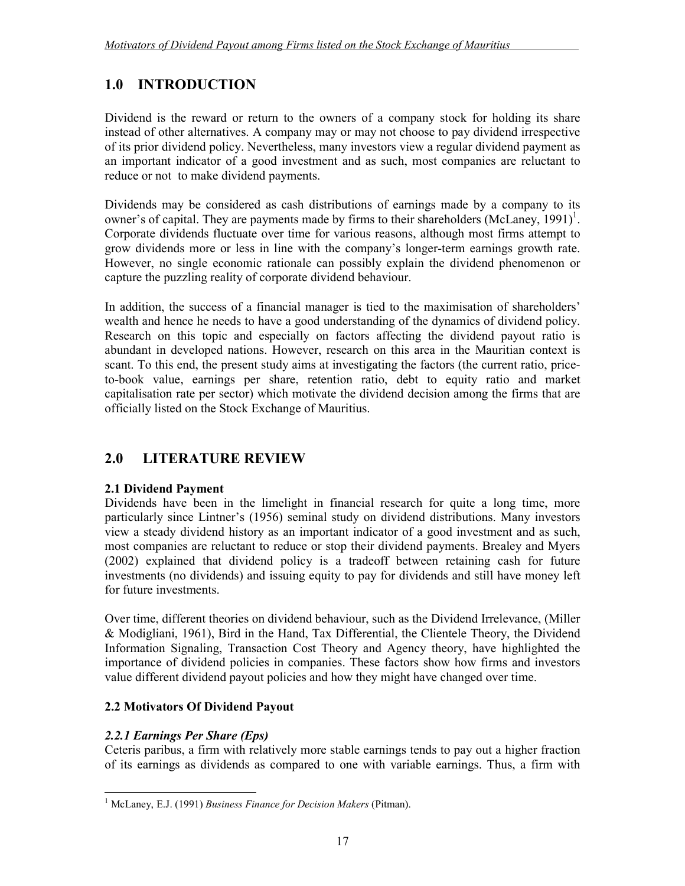# 1.0 INTRODUCTION

Dividend is the reward or return to the owners of a company stock for holding its share instead of other alternatives. A company may or may not choose to pay dividend irrespective of its prior dividend policy. Nevertheless, many investors view a regular dividend payment as an important indicator of a good investment and as such, most companies are reluctant to reduce or not to make dividend payments.

Dividends may be considered as cash distributions of earnings made by a company to its owner's of capital. They are payments made by firms to their shareholders (McLaney, 1991)[1]. Corporate dividends fluctuate over time for various reasons, although most firms attempt to grow dividends more or less in line with the company's longer-term earnings growth rate. However, no single economic rationale can possibly explain the dividend phenomenon or capture the puzzling reality of corporate dividend behaviour.

In addition, the success of a financial manager is tied to the maximisation of shareholders' wealth and hence he needs to have a good understanding of the dynamics of dividend policy. Research on this topic and especially on factors affecting the dividend payout ratio is abundant in developed nations. However, research on this area in the Mauritian context is scant. To this end, the present study aims at investigating the factors (the current ratio, price-to-book value, earnings per share, retention ratio, debt to equity ratio and market capitalisation rate per sector) which motivate the dividend decision among the firms that are officially listed on the Stock Exchange of Mauritius.

# 2.0 LITERATURE REVIEW

## 2.1 Dividend Payment

Dividends have been in the limelight in financial research for quite a long time, more particularly since Lintner's (1956) seminal study on dividend distributions. Many investors view a steady dividend history as an important indicator of a good investment and as such, most companies are reluctant to reduce or stop their dividend payments. Brealey and Myers (2002) explained that dividend policy is a tradeoff between retaining cash for future investments (no dividends) and issuing equity to pay for dividends and still have money left for future investments.

Over time, different theories on dividend behaviour, such as the Dividend Irrelevance, (Miller & Modigliani, 1961), Bird in the Hand, Tax Differential, the Clientele Theory, the Dividend Information Signaling, Transaction Cost Theory and Agency theory, have highlighted the importance of dividend policies in companies. These factors show how firms and investors value different dividend payout policies and how they might have changed over time.

## 2.2 Motivators Of Dividend Payout

### *2.2.1 Earnings Per Share (Eps)*

Ceteris paribus, a firm with relatively more stable earnings tends to pay out a higher fraction of its earnings as dividends as compared to one with variable earnings. Thus, a firm with

[1] McLaney, E.J. (1991) *Business Finance for Decision Makers* (Pitman).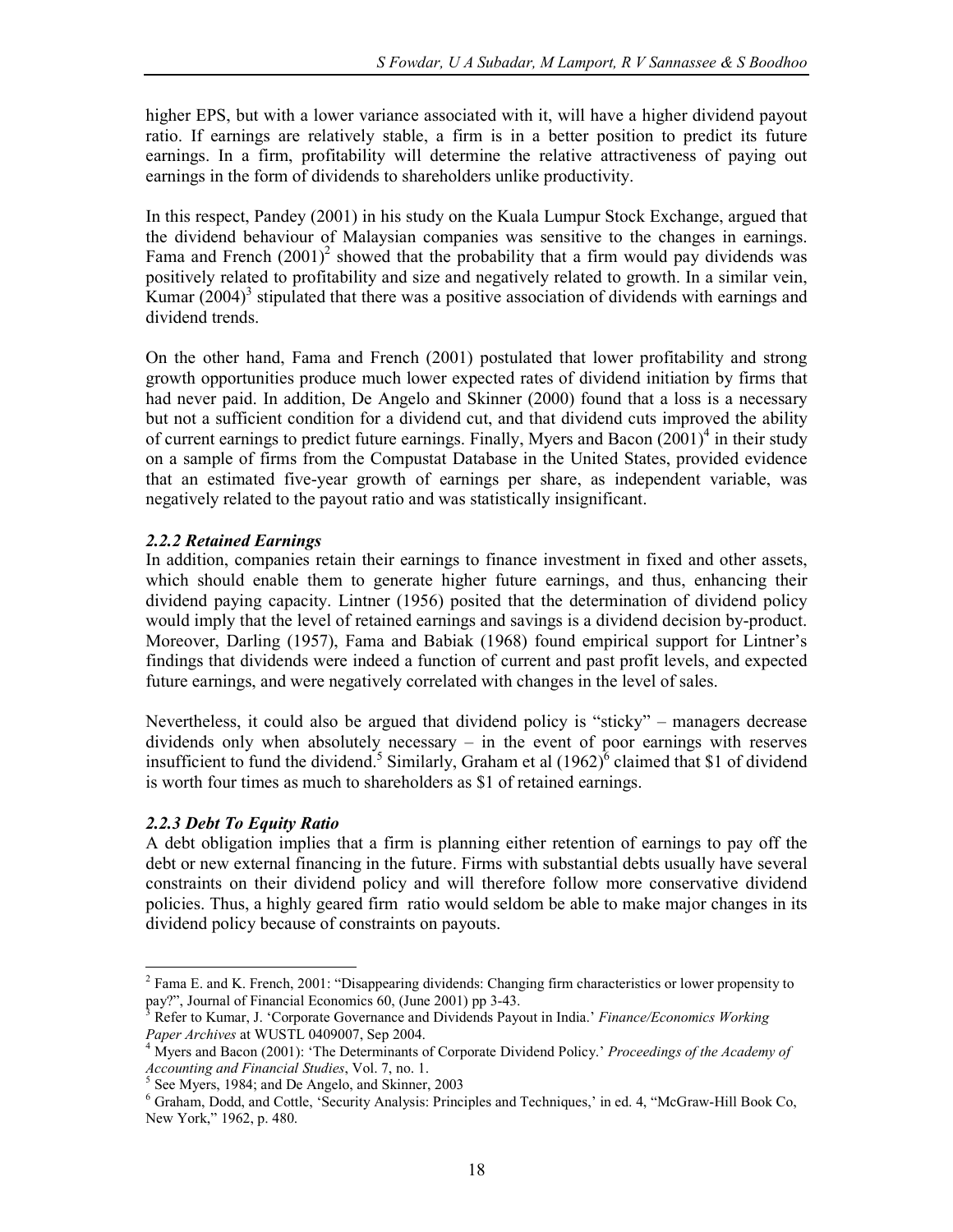higher EPS, but with a lower variance associated with it, will have a higher dividend payout ratio. If earnings are relatively stable, a firm is in a better position to predict its future earnings. In a firm, profitability will determine the relative attractiveness of paying out earnings in the form of dividends to shareholders unlike productivity.

In this respect, Pandey (2001) in his study on the Kuala Lumpur Stock Exchange, argued that the dividend behaviour of Malaysian companies was sensitive to the changes in earnings. Fama and French (2001)[2] showed that the probability that a firm would pay dividends was positively related to profitability and size and negatively related to growth. In a similar vein, Kumar (2004)[3] stipulated that there was a positive association of dividends with earnings and dividend trends.

On the other hand, Fama and French (2001) postulated that lower profitability and strong growth opportunities produce much lower expected rates of dividend initiation by firms that had never paid. In addition, De Angelo and Skinner (2000) found that a loss is a necessary but not a sufficient condition for a dividend cut, and that dividend cuts improved the ability of current earnings to predict future earnings. Finally, Myers and Bacon (2001)[4] in their study on a sample of firms from the Compustat Database in the United States, provided evidence that an estimated five-year growth of earnings per share, as independent variable, was negatively related to the payout ratio and was statistically insignificant.

### *2.2.2 Retained Earnings*

In addition, companies retain their earnings to finance investment in fixed and other assets, which should enable them to generate higher future earnings, and thus, enhancing their dividend paying capacity. Lintner (1956) posited that the determination of dividend policy would imply that the level of retained earnings and savings is a dividend decision by-product. Moreover, Darling (1957), Fama and Babiak (1968) found empirical support for Lintner's findings that dividends were indeed a function of current and past profit levels, and expected future earnings, and were negatively correlated with changes in the level of sales.

Nevertheless, it could also be argued that dividend policy is "sticky" – managers decrease dividends only when absolutely necessary – in the event of poor earnings with reserves insufficient to fund the dividend.[5] Similarly, Graham et al (1962)[6] claimed that $1 of dividend is worth four times as much to shareholders as $1 of retained earnings.

### *2.2.3 Debt To Equity Ratio*

A debt obligation implies that a firm is planning either retention of earnings to pay off the debt or new external financing in the future. Firms with substantial debts usually have several constraints on their dividend policy and will therefore follow more conservative dividend policies. Thus, a highly geared firm ratio would seldom be able to make major changes in its dividend policy because of constraints on payouts.

---

[2] Fama E. and K. French, 2001: "Disappearing dividends: Changing firm characteristics or lower propensity to pay?", Journal of Financial Economics 60, (June 2001) pp 3-43.

[3] Refer to Kumar, J. 'Corporate Governance and Dividends Payout in India.' *Finance/Economics Working Paper Archives* at WUSTL 0409007, Sep 2004.

[4] Myers and Bacon (2001): 'The Determinants of Corporate Dividend Policy.' *Proceedings of the Academy of Accounting and Financial Studies*, Vol. 7, no. 1.

[5] See Myers, 1984; and De Angelo, and Skinner, 2003

[6] Graham, Dodd, and Cottle, 'Security Analysis: Principles and Techniques,' in ed. 4, "McGraw-Hill Book Co, New York," 1962, p. 480.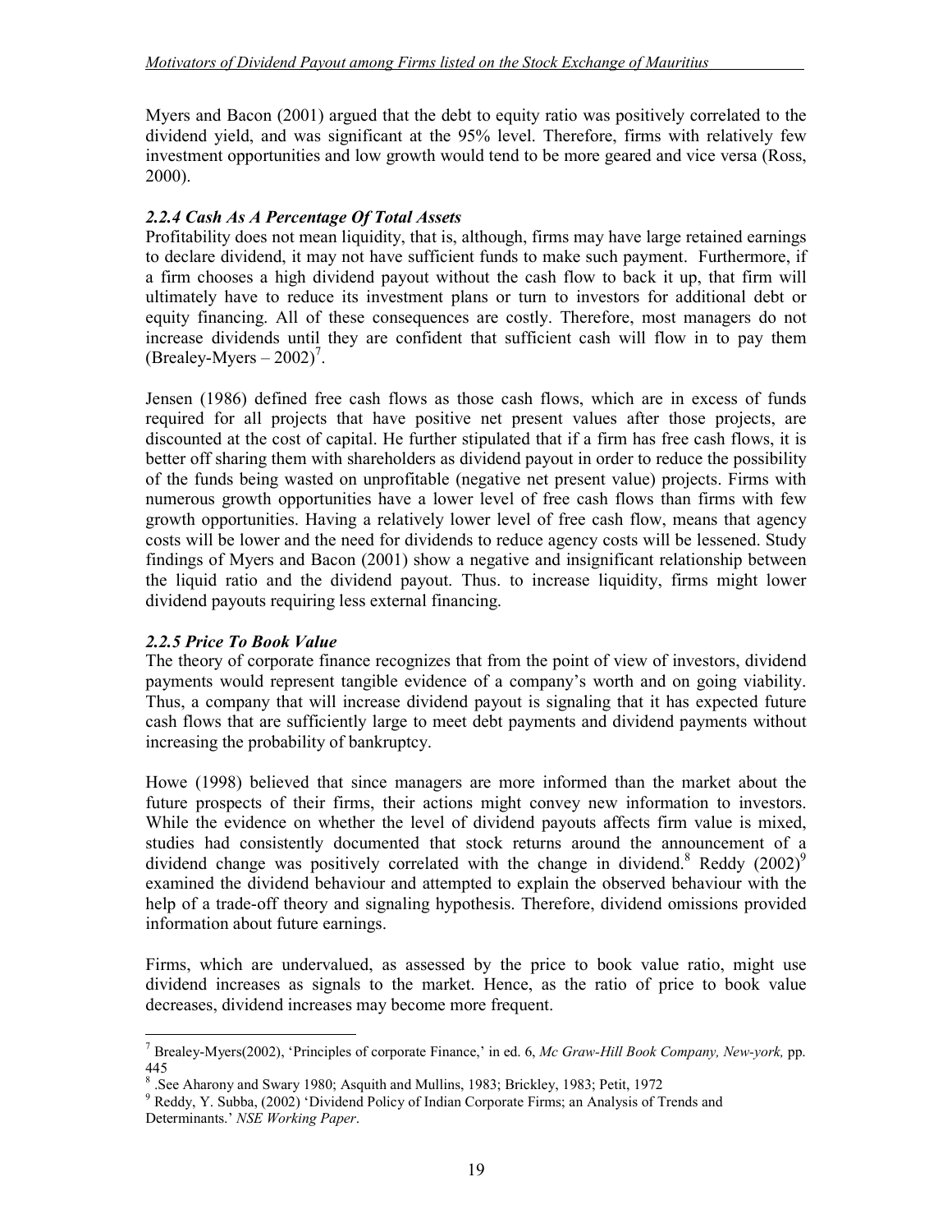Myers and Bacon (2001) argued that the debt to equity ratio was positively correlated to the dividend yield, and was significant at the 95% level. Therefore, firms with relatively few investment opportunities and low growth would tend to be more geared and vice versa (Ross, 2000).

### *2.2.4 Cash As A Percentage Of Total Assets*

Profitability does not mean liquidity, that is, although, firms may have large retained earnings to declare dividend, it may not have sufficient funds to make such payment. Furthermore, if a firm chooses a high dividend payout without the cash flow to back it up, that firm will ultimately have to reduce its investment plans or turn to investors for additional debt or equity financing. All of these consequences are costly. Therefore, most managers do not increase dividends until they are confident that sufficient cash will flow in to pay them (Brealey-Myers – 2002)[7].

Jensen (1986) defined free cash flows as those cash flows, which are in excess of funds required for all projects that have positive net present values after those projects, are discounted at the cost of capital. He further stipulated that if a firm has free cash flows, it is better off sharing them with shareholders as dividend payout in order to reduce the possibility of the funds being wasted on unprofitable (negative net present value) projects. Firms with numerous growth opportunities have a lower level of free cash flows than firms with few growth opportunities. Having a relatively lower level of free cash flow, means that agency costs will be lower and the need for dividends to reduce agency costs will be lessened. Study findings of Myers and Bacon (2001) show a negative and insignificant relationship between the liquid ratio and the dividend payout. Thus. to increase liquidity, firms might lower dividend payouts requiring less external financing.

### *2.2.5 Price To Book Value*

The theory of corporate finance recognizes that from the point of view of investors, dividend payments would represent tangible evidence of a company's worth and on going viability. Thus, a company that will increase dividend payout is signaling that it has expected future cash flows that are sufficiently large to meet debt payments and dividend payments without increasing the probability of bankruptcy.

Howe (1998) believed that since managers are more informed than the market about the future prospects of their firms, their actions might convey new information to investors. While the evidence on whether the level of dividend payouts affects firm value is mixed, studies had consistently documented that stock returns around the announcement of a dividend change was positively correlated with the change in dividend.[8] Reddy (2002)[9] examined the dividend behaviour and attempted to explain the observed behaviour with the help of a trade-off theory and signaling hypothesis. Therefore, dividend omissions provided information about future earnings.

Firms, which are undervalued, as assessed by the price to book value ratio, might use dividend increases as signals to the market. Hence, as the ratio of price to book value decreases, dividend increases may become more frequent.

---

[7] Brealey-Myers(2002), 'Principles of corporate Finance,' in ed. 6, *Mc Graw-Hill Book Company, New-york,* pp. 445

[8] .See Aharony and Swary 1980; Asquith and Mullins, 1983; Brickley, 1983; Petit, 1972

[9] Reddy, Y. Subba, (2002) 'Dividend Policy of Indian Corporate Firms; an Analysis of Trends and Determinants.' *NSE Working Paper*.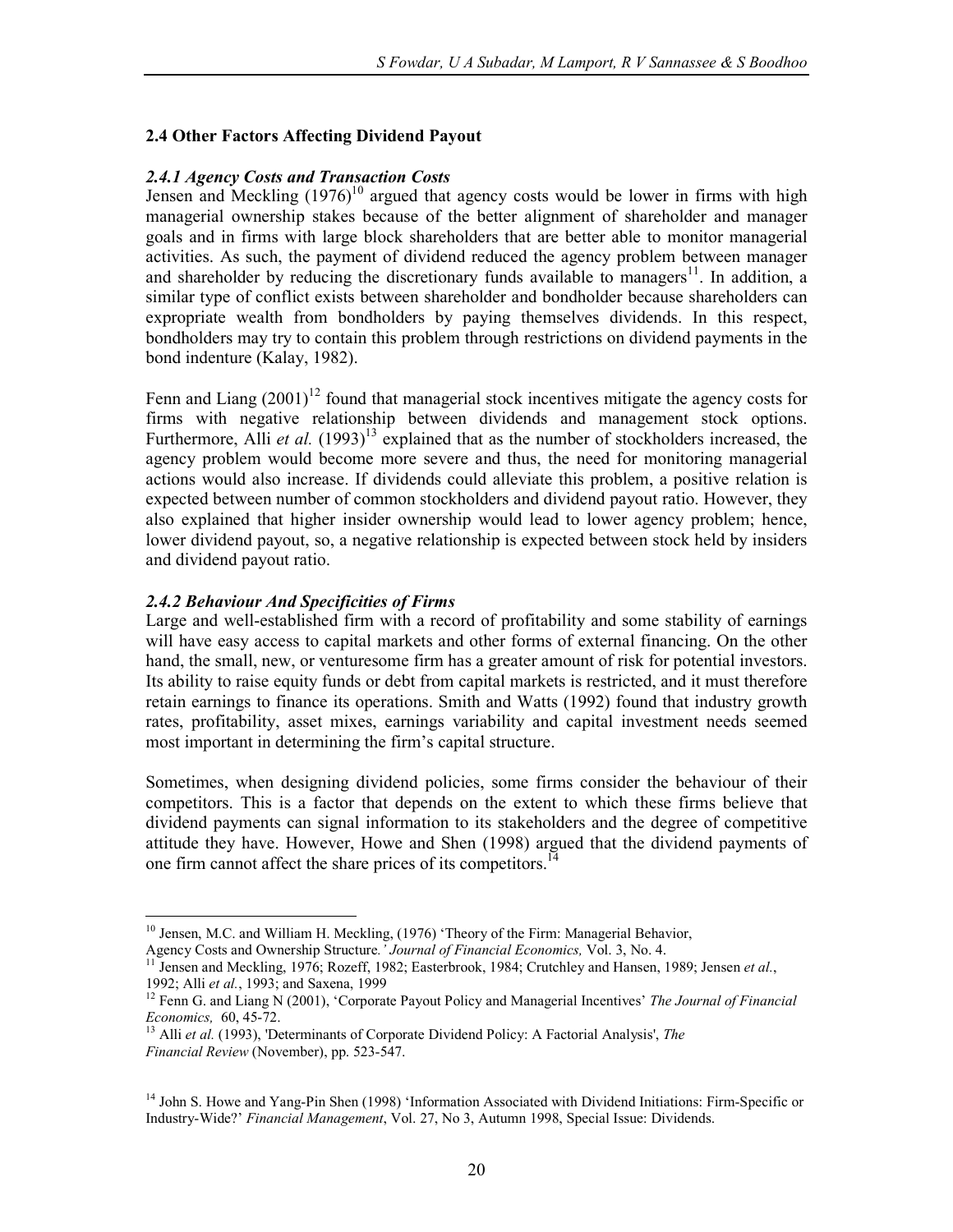## 2.4 Other Factors Affecting Dividend Payout

### *2.4.1 Agency Costs and Transaction Costs*

Jensen and Meckling (1976)[10] argued that agency costs would be lower in firms with high managerial ownership stakes because of the better alignment of shareholder and manager goals and in firms with large block shareholders that are better able to monitor managerial activities. As such, the payment of dividend reduced the agency problem between manager and shareholder by reducing the discretionary funds available to managers[11]. In addition, a similar type of conflict exists between shareholder and bondholder because shareholders can expropriate wealth from bondholders by paying themselves dividends. In this respect, bondholders may try to contain this problem through restrictions on dividend payments in the bond indenture (Kalay, 1982).

Fenn and Liang (2001)[12] found that managerial stock incentives mitigate the agency costs for firms with negative relationship between dividends and management stock options. Furthermore, Alli *et al.* (1993)[13] explained that as the number of stockholders increased, the agency problem would become more severe and thus, the need for monitoring managerial actions would also increase. If dividends could alleviate this problem, a positive relation is expected between number of common stockholders and dividend payout ratio. However, they also explained that higher insider ownership would lead to lower agency problem; hence, lower dividend payout, so, a negative relationship is expected between stock held by insiders and dividend payout ratio.

### *2.4.2 Behaviour And Specificities of Firms*

Large and well-established firm with a record of profitability and some stability of earnings will have easy access to capital markets and other forms of external financing. On the other hand, the small, new, or venturesome firm has a greater amount of risk for potential investors. Its ability to raise equity funds or debt from capital markets is restricted, and it must therefore retain earnings to finance its operations. Smith and Watts (1992) found that industry growth rates, profitability, asset mixes, earnings variability and capital investment needs seemed most important in determining the firm's capital structure.

Sometimes, when designing dividend policies, some firms consider the behaviour of their competitors. This is a factor that depends on the extent to which these firms believe that dividend payments can signal information to its stakeholders and the degree of competitive attitude they have. However, Howe and Shen (1998) argued that the dividend payments of one firm cannot affect the share prices of its competitors.[14]

---

[10] Jensen, M.C. and William H. Meckling, (1976) 'Theory of the Firm: Managerial Behavior, Agency Costs and Ownership Structure*.' Journal of Financial Economics,* Vol. 3, No. 4.

[11] Jensen and Meckling, 1976; Rozeff, 1982; Easterbrook, 1984; Crutchley and Hansen, 1989; Jensen *et al.*, 1992; Alli *et al.*, 1993; and Saxena, 1999

[12] Fenn G. and Liang N (2001), 'Corporate Payout Policy and Managerial Incentives' *The Journal of Financial Economics,* 60, 45-72.

[13] Alli *et al.* (1993), 'Determinants of Corporate Dividend Policy: A Factorial Analysis', *The Financial Review* (November), pp. 523-547.

[14] John S. Howe and Yang-Pin Shen (1998) 'Information Associated with Dividend Initiations: Firm-Specific or Industry-Wide?' *Financial Management*, Vol. 27, No 3, Autumn 1998, Special Issue: Dividends.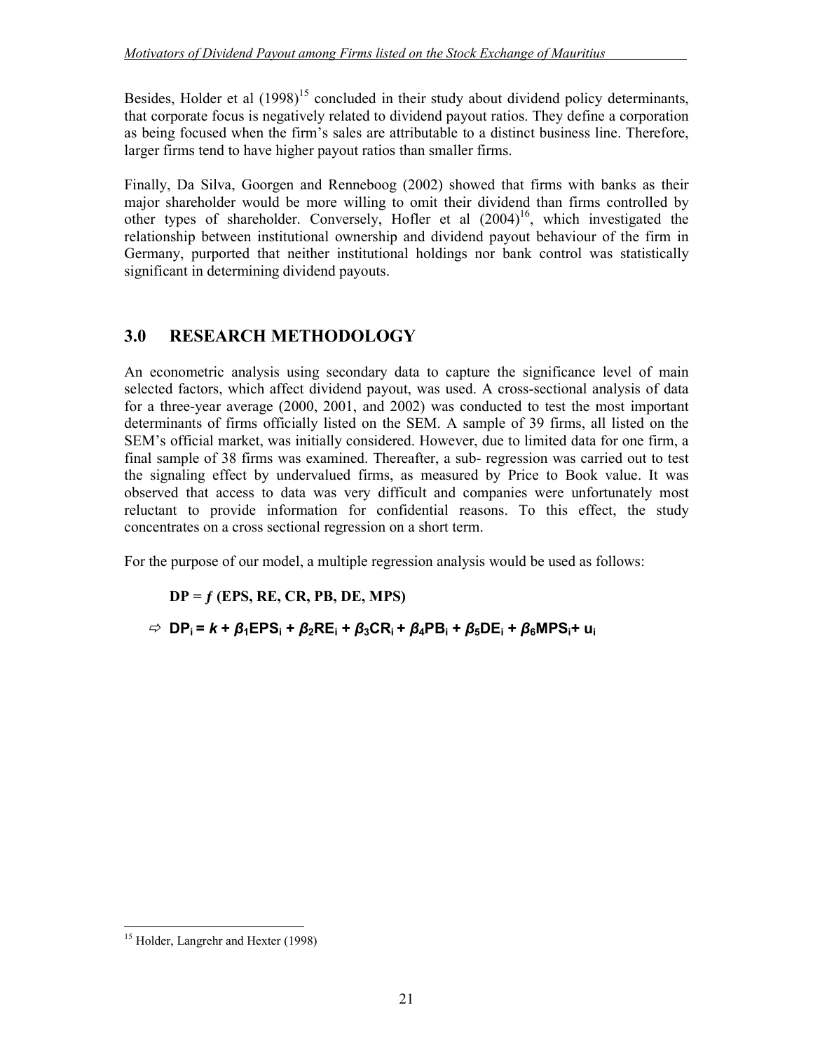Besides, Holder et al (1998)[15] concluded in their study about dividend policy determinants, that corporate focus is negatively related to dividend payout ratios. They define a corporation as being focused when the firm's sales are attributable to a distinct business line. Therefore, larger firms tend to have higher payout ratios than smaller firms.

Finally, Da Silva, Goorgen and Renneboog (2002) showed that firms with banks as their major shareholder would be more willing to omit their dividend than firms controlled by other types of shareholder. Conversely, Hofler et al (2004)[16], which investigated the relationship between institutional ownership and dividend payout behaviour of the firm in Germany, purported that neither institutional holdings nor bank control was statistically significant in determining dividend payouts.

## 3.0 RESEARCH METHODOLOGY

An econometric analysis using secondary data to capture the significance level of main selected factors, which affect dividend payout, was used. A cross-sectional analysis of data for a three-year average (2000, 2001, and 2002) was conducted to test the most important determinants of firms officially listed on the SEM. A sample of 39 firms, all listed on the SEM's official market, was initially considered. However, due to limited data for one firm, a final sample of 38 firms was examined. Thereafter, a sub- regression was carried out to test the signaling effect by undervalued firms, as measured by Price to Book value. It was observed that access to data was very difficult and companies were unfortunately most reluctant to provide information for confidential reasons. To this effect, the study concentrates on a cross sectional regression on a short term.

For the purpose of our model, a multiple regression analysis would be used as follows:

$$\mathbf{DP} = f\,(\mathbf{EPS, RE, CR, PB, DE, MPS})$$

$$\Rightarrow \; DP_i = k + \beta_1 EPS_i + \beta_2 RE_i + \beta_3 CR_i + \beta_4 PB_i + \beta_5 DE_i + \beta_6 MPS_i + u_i$$

---

[15] Holder, Langrehr and Hexter (1998)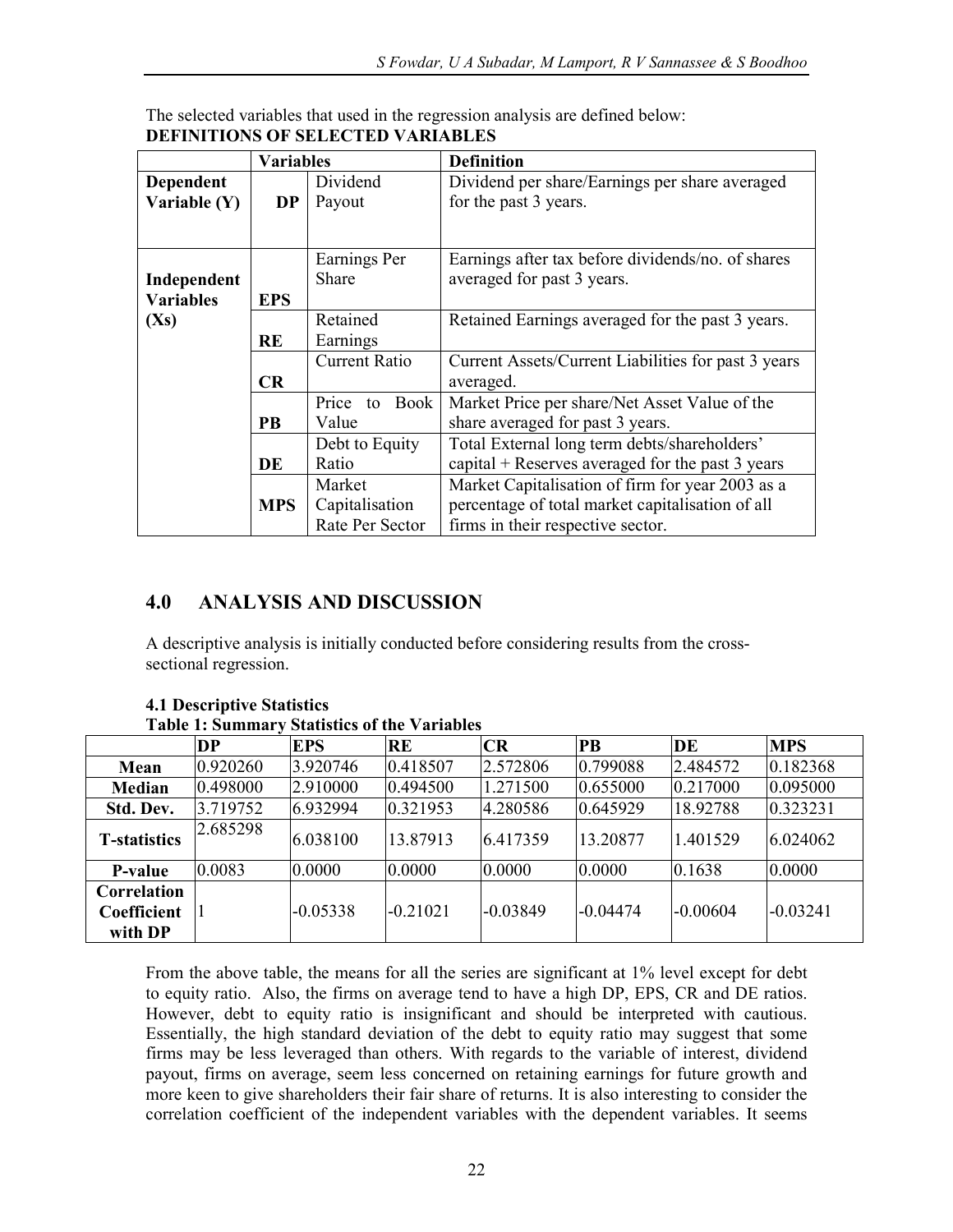The selected variables that used in the regression analysis are defined below:

**DEFINITIONS OF SELECTED VARIABLES**

| | Variables | | Definition |
|---|---|---|---|
| **Dependent Variable (Y)** | **DP** | Dividend Payout | Dividend per share/Earnings per share averaged for the past 3 years. |
| **Independent Variables (Xs)** | **EPS** | Earnings Per Share | Earnings after tax before dividends/no. of shares averaged for past 3 years. |
| | **RE** | Retained Earnings | Retained Earnings averaged for the past 3 years. |
| | **CR** | Current Ratio | Current Assets/Current Liabilities for past 3 years averaged. |
| | **PB** | Price to Book Value | Market Price per share/Net Asset Value of the share averaged for past 3 years. |
| | **DE** | Debt to Equity Ratio | Total External long term debts/shareholders' capital + Reserves averaged for the past 3 years |
| | **MPS** | Market Capitalisation Rate Per Sector | Market Capitalisation of firm for year 2003 as a percentage of total market capitalisation of all firms in their respective sector. |

## 4.0 ANALYSIS AND DISCUSSION

A descriptive analysis is initially conducted before considering results from the cross-sectional regression.

### 4.1 Descriptive Statistics

**Table 1: Summary Statistics of the Variables**

| | DP | EPS | RE | CR | PB | DE | MPS |
|---|---|---|---|---|---|---|---|
| **Mean** | 0.920260 | 3.920746 | 0.418507 | 2.572806 | 0.799088 | 2.484572 | 0.182368 |
| **Median** | 0.498000 | 2.910000 | 0.494500 | 1.271500 | 0.655000 | 0.217000 | 0.095000 |
| **Std. Dev.** | 3.719752 | 6.932994 | 0.321953 | 4.280586 | 0.645929 | 18.92788 | 0.323231 |
| **T-statistics** | 2.685298 | 6.038100 | 13.87913 | 6.417359 | 13.20877 | 1.401529 | 6.024062 |
| **P-value** | 0.0083 | 0.0000 | 0.0000 | 0.0000 | 0.0000 | 0.1638 | 0.0000 |
| **Correlation Coefficient with DP** | 1 | -0.05338 | -0.21021 | -0.03849 | -0.04474 | -0.00604 | -0.03241 |

From the above table, the means for all the series are significant at 1% level except for debt to equity ratio. Also, the firms on average tend to have a high DP, EPS, CR and DE ratios. However, debt to equity ratio is insignificant and should be interpreted with cautious. Essentially, the high standard deviation of the debt to equity ratio may suggest that some firms may be less leveraged than others. With regards to the variable of interest, dividend payout, firms on average, seem less concerned on retaining earnings for future growth and more keen to give shareholders their fair share of returns. It is also interesting to consider the correlation coefficient of the independent variables with the dependent variables. It seems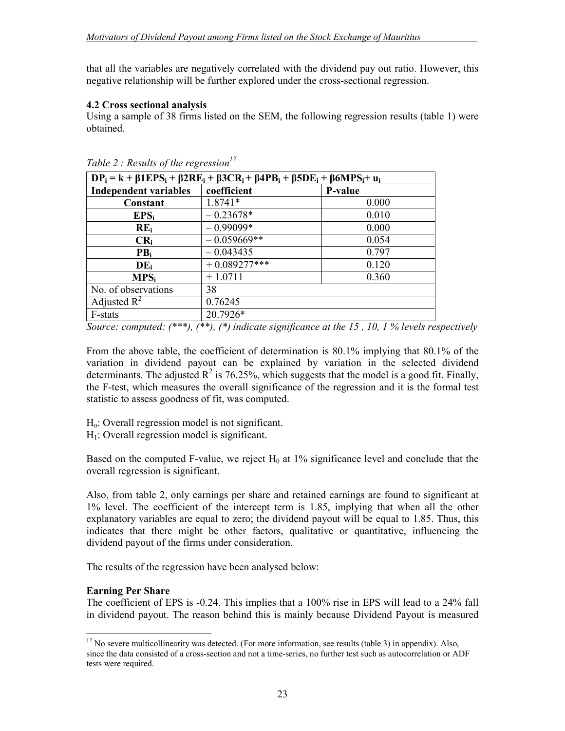that all the variables are negatively correlated with the dividend pay out ratio. However, this negative relationship will be further explored under the cross-sectional regression.

### 4.2 Cross sectional analysis

Using a sample of 38 firms listed on the SEM, the following regression results (table 1) were obtained.

*Table 2 : Results of the regression*[17]

| $DP_i = k + \beta 1EPS_i + \beta 2RE_i + \beta 3CR_i + \beta 4PB_i + \beta 5DE_i + \beta 6MPS_i + u_i$ | | |
|---|---|---|
| **Independent variables** | **coefficient** | **P-value** |
| **Constant** | 1.8741* | 0.000 |
| **$EPS_i$** | – 0.23678* | 0.010 |
| **$RE_i$** | – 0.99099* | 0.000 |
| **$CR_i$** | – 0.059669** | 0.054 |
| **$PB_i$** | – 0.043435 | 0.797 |
| **$DE_i$** | + 0.089277*** | 0.120 |
| **$MPS_i$** | + 1.0711 | 0.360 |
| No. of observations | 38 | |
| Adjusted $R^2$ | 0.76245 | |
| F-stats | 20.7926* | |

*Source: computed: (***), (**), (*) indicate significance at the 15 , 10, 1 % levels respectively*

From the above table, the coefficient of determination is 80.1% implying that 80.1% of the variation in dividend payout can be explained by variation in the selected dividend determinants. The adjusted $R^2$ is 76.25%, which suggests that the model is a good fit. Finally, the F-test, which measures the overall significance of the regression and it is the formal test statistic to assess goodness of fit, was computed.

$H_o$: Overall regression model is not significant.
$H_1$: Overall regression model is significant.

Based on the computed F-value, we reject $H_0$ at 1% significance level and conclude that the overall regression is significant.

Also, from table 2, only earnings per share and retained earnings are found to significant at 1% level. The coefficient of the intercept term is 1.85, implying that when all the other explanatory variables are equal to zero; the dividend payout will be equal to 1.85. Thus, this indicates that there might be other factors, qualitative or quantitative, influencing the dividend payout of the firms under consideration.

The results of the regression have been analysed below:

**Earning Per Share**

The coefficient of EPS is -0.24. This implies that a 100% rise in EPS will lead to a 24% fall in dividend payout. The reason behind this is mainly because Dividend Payout is measured

---

[17] No severe multicollinearity was detected. (For more information, see results (table 3) in appendix). Also, since the data consisted of a cross-section and not a time-series, no further test such as autocorrelation or ADF tests were required.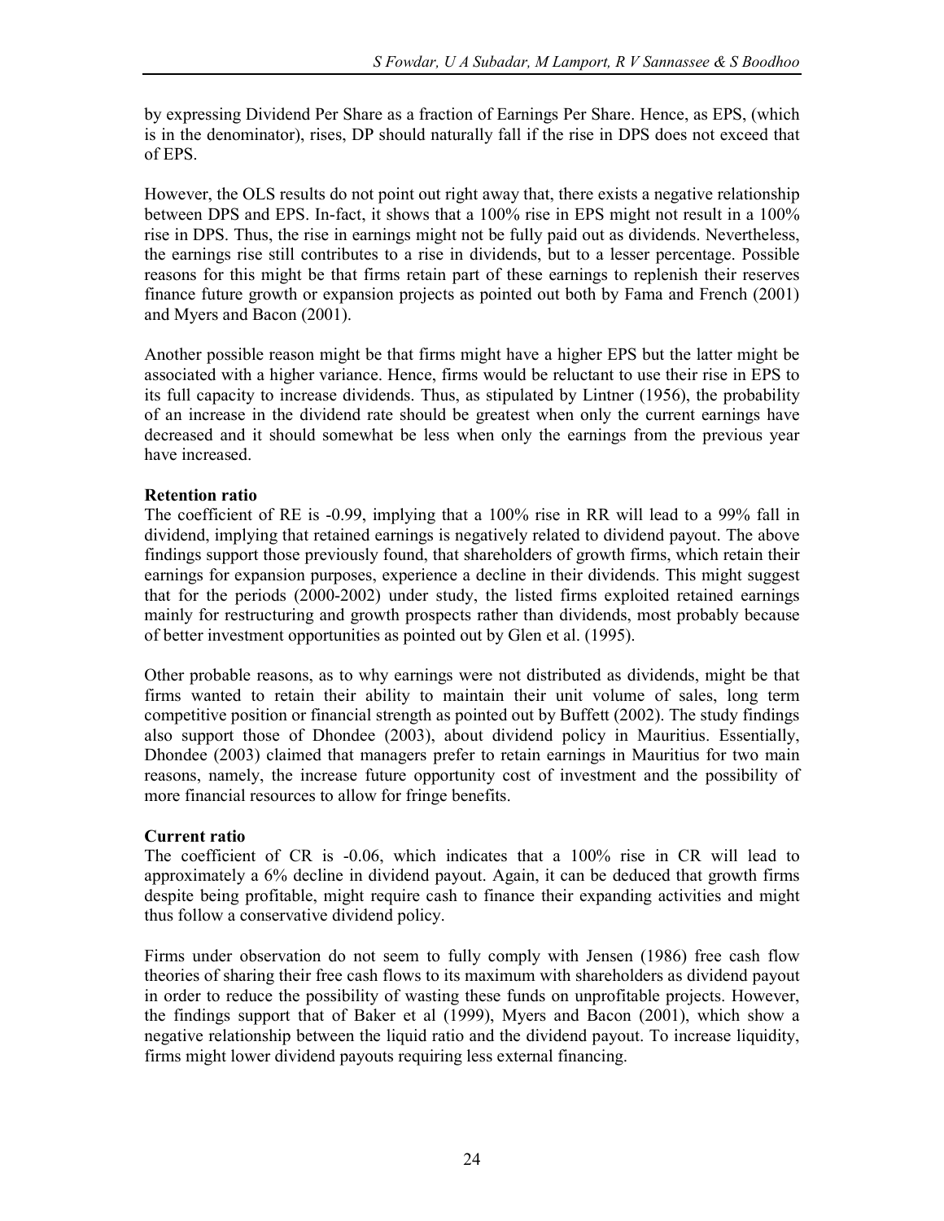by expressing Dividend Per Share as a fraction of Earnings Per Share. Hence, as EPS, (which is in the denominator), rises, DP should naturally fall if the rise in DPS does not exceed that of EPS.

However, the OLS results do not point out right away that, there exists a negative relationship between DPS and EPS. In-fact, it shows that a 100% rise in EPS might not result in a 100% rise in DPS. Thus, the rise in earnings might not be fully paid out as dividends. Nevertheless, the earnings rise still contributes to a rise in dividends, but to a lesser percentage. Possible reasons for this might be that firms retain part of these earnings to replenish their reserves finance future growth or expansion projects as pointed out both by Fama and French (2001) and Myers and Bacon (2001).

Another possible reason might be that firms might have a higher EPS but the latter might be associated with a higher variance. Hence, firms would be reluctant to use their rise in EPS to its full capacity to increase dividends. Thus, as stipulated by Lintner (1956), the probability of an increase in the dividend rate should be greatest when only the current earnings have decreased and it should somewhat be less when only the earnings from the previous year have increased.

**Retention ratio**

The coefficient of RE is -0.99, implying that a 100% rise in RR will lead to a 99% fall in dividend, implying that retained earnings is negatively related to dividend payout. The above findings support those previously found, that shareholders of growth firms, which retain their earnings for expansion purposes, experience a decline in their dividends. This might suggest that for the periods (2000-2002) under study, the listed firms exploited retained earnings mainly for restructuring and growth prospects rather than dividends, most probably because of better investment opportunities as pointed out by Glen et al. (1995).

Other probable reasons, as to why earnings were not distributed as dividends, might be that firms wanted to retain their ability to maintain their unit volume of sales, long term competitive position or financial strength as pointed out by Buffett (2002). The study findings also support those of Dhondee (2003), about dividend policy in Mauritius. Essentially, Dhondee (2003) claimed that managers prefer to retain earnings in Mauritius for two main reasons, namely, the increase future opportunity cost of investment and the possibility of more financial resources to allow for fringe benefits.

**Current ratio**

The coefficient of CR is -0.06, which indicates that a 100% rise in CR will lead to approximately a 6% decline in dividend payout. Again, it can be deduced that growth firms despite being profitable, might require cash to finance their expanding activities and might thus follow a conservative dividend policy.

Firms under observation do not seem to fully comply with Jensen (1986) free cash flow theories of sharing their free cash flows to its maximum with shareholders as dividend payout in order to reduce the possibility of wasting these funds on unprofitable projects. However, the findings support that of Baker et al (1999), Myers and Bacon (2001), which show a negative relationship between the liquid ratio and the dividend payout. To increase liquidity, firms might lower dividend payouts requiring less external financing.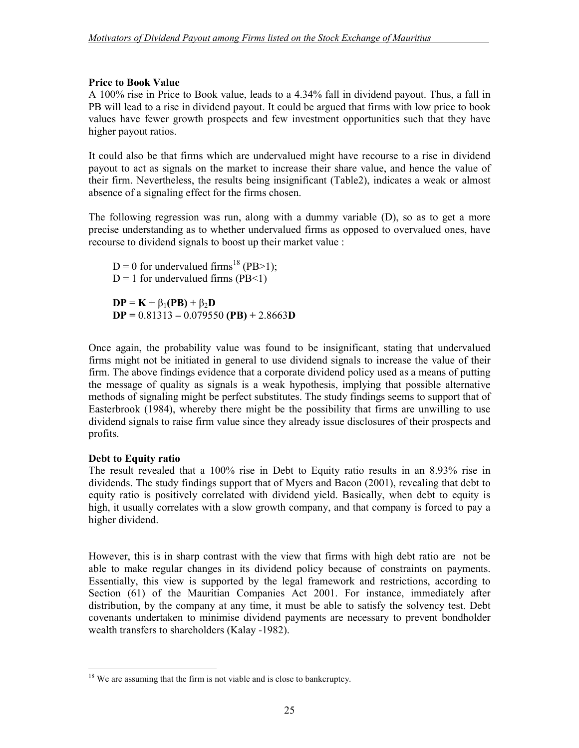**Price to Book Value**

A 100% rise in Price to Book value, leads to a 4.34% fall in dividend payout. Thus, a fall in PB will lead to a rise in dividend payout. It could be argued that firms with low price to book values have fewer growth prospects and few investment opportunities such that they have higher payout ratios.

It could also be that firms which are undervalued might have recourse to a rise in dividend payout to act as signals on the market to increase their share value, and hence the value of their firm. Nevertheless, the results being insignificant (Table2), indicates a weak or almost absence of a signaling effect for the firms chosen.

The following regression was run, along with a dummy variable (D), so as to get a more precise understanding as to whether undervalued firms as opposed to overvalued ones, have recourse to dividend signals to boost up their market value :

> D = 0 for undervalued firms[18] (PB>1);
> D = 1 for undervalued firms (PB<1)
>
> $\mathbf{DP} = \mathbf{K} + \beta_1\mathbf{(PB)} + \beta_2\mathbf{D}$
> $\mathbf{DP} = 0.81313 - 0.079550\ \mathbf{(PB)} + 2.8663\mathbf{D}$

Once again, the probability value was found to be insignificant, stating that undervalued firms might not be initiated in general to use dividend signals to increase the value of their firm. The above findings evidence that a corporate dividend policy used as a means of putting the message of quality as signals is a weak hypothesis, implying that possible alternative methods of signaling might be perfect substitutes. The study findings seems to support that of Easterbrook (1984), whereby there might be the possibility that firms are unwilling to use dividend signals to raise firm value since they already issue disclosures of their prospects and profits.

**Debt to Equity ratio**

The result revealed that a 100% rise in Debt to Equity ratio results in an 8.93% rise in dividends. The study findings support that of Myers and Bacon (2001), revealing that debt to equity ratio is positively correlated with dividend yield. Basically, when debt to equity is high, it usually correlates with a slow growth company, and that company is forced to pay a higher dividend.

However, this is in sharp contrast with the view that firms with high debt ratio are not be able to make regular changes in its dividend policy because of constraints on payments. Essentially, this view is supported by the legal framework and restrictions, according to Section (61) of the Mauritian Companies Act 2001. For instance, immediately after distribution, by the company at any time, it must be able to satisfy the solvency test. Debt covenants undertaken to minimise dividend payments are necessary to prevent bondholder wealth transfers to shareholders (Kalay -1982).

---

[18] We are assuming that the firm is not viable and is close to bankcruptcy.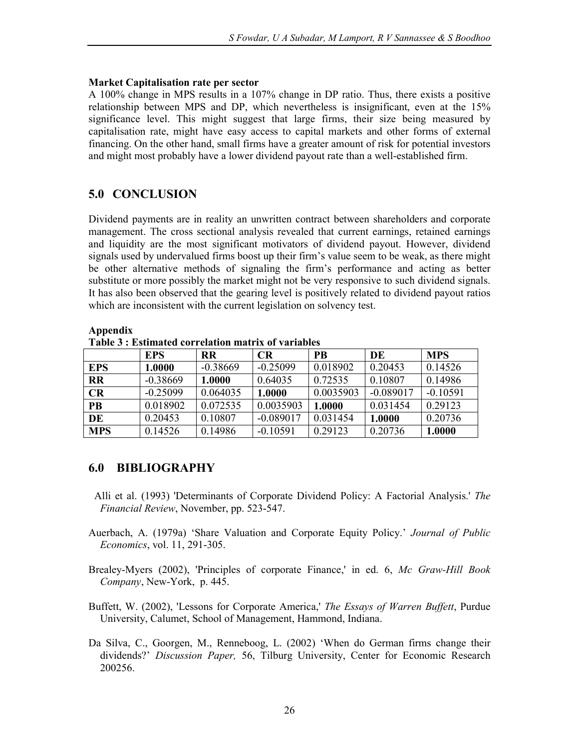**Market Capitalisation rate per sector**

A 100% change in MPS results in a 107% change in DP ratio. Thus, there exists a positive relationship between MPS and DP, which nevertheless is insignificant, even at the 15% significance level. This might suggest that large firms, their size being measured by capitalisation rate, might have easy access to capital markets and other forms of external financing. On the other hand, small firms have a greater amount of risk for potential investors and might most probably have a lower dividend payout rate than a well-established firm.

## 5.0 CONCLUSION

Dividend payments are in reality an unwritten contract between shareholders and corporate management. The cross sectional analysis revealed that current earnings, retained earnings and liquidity are the most significant motivators of dividend payout. However, dividend signals used by undervalued firms boost up their firm's value seem to be weak, as there might be other alternative methods of signaling the firm's performance and acting as better substitute or more possibly the market might not be very responsive to such dividend signals. It has also been observed that the gearing level is positively related to dividend payout ratios which are inconsistent with the current legislation on solvency test.

**Appendix**

**Table 3 : Estimated correlation matrix of variables**

| | EPS | RR | CR | PB | DE | MPS |
|---|---|---|---|---|---|---|
| **EPS** | **1.0000** | -0.38669 | -0.25099 | 0.018902 | 0.20453 | 0.14526 |
| **RR** | -0.38669 | **1.0000** | 0.64035 | 0.72535 | 0.10807 | 0.14986 |
| **CR** | -0.25099 | 0.064035 | **1.0000** | 0.0035903 | -0.089017 | -0.10591 |
| **PB** | 0.018902 | 0.072535 | 0.0035903 | **1.0000** | 0.031454 | 0.29123 |
| **DE** | 0.20453 | 0.10807 | -0.089017 | 0.031454 | **1.0000** | 0.20736 |
| **MPS** | 0.14526 | 0.14986 | -0.10591 | 0.29123 | 0.20736 | **1.0000** |

## 6.0 BIBLIOGRAPHY

Alli et al. (1993) 'Determinants of Corporate Dividend Policy: A Factorial Analysis.' *The Financial Review*, November, pp. 523-547.

Auerbach, A. (1979a) 'Share Valuation and Corporate Equity Policy.' *Journal of Public Economics*, vol. 11, 291-305.

Brealey-Myers (2002), 'Principles of corporate Finance,' in ed. 6, *Mc Graw-Hill Book Company*, New-York, p. 445.

Buffett, W. (2002), 'Lessons for Corporate America,' *The Essays of Warren Buffett*, Purdue University, Calumet, School of Management, Hammond, Indiana.

Da Silva, C., Goorgen, M., Renneboog, L. (2002) 'When do German firms change their dividends?' *Discussion Paper,* 56, Tilburg University, Center for Economic Research 200256.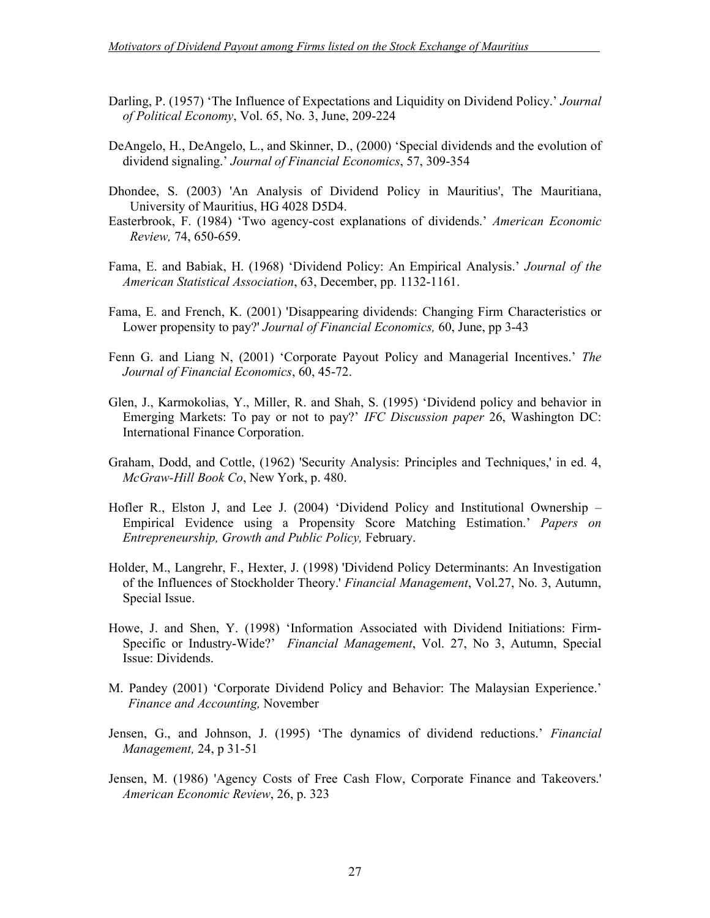Darling, P. (1957) 'The Influence of Expectations and Liquidity on Dividend Policy.' *Journal of Political Economy*, Vol. 65, No. 3, June, 209-224

DeAngelo, H., DeAngelo, L., and Skinner, D., (2000) 'Special dividends and the evolution of dividend signaling.' *Journal of Financial Economics*, 57, 309-354

Dhondee, S. (2003) 'An Analysis of Dividend Policy in Mauritius', The Mauritiana, University of Mauritius, HG 4028 D5D4.

Easterbrook, F. (1984) 'Two agency-cost explanations of dividends.' *American Economic Review,* 74, 650-659.

Fama, E. and Babiak, H. (1968) 'Dividend Policy: An Empirical Analysis.' *Journal of the American Statistical Association*, 63, December, pp. 1132-1161.

Fama, E. and French, K. (2001) 'Disappearing dividends: Changing Firm Characteristics or Lower propensity to pay?' *Journal of Financial Economics,* 60, June, pp 3-43

Fenn G. and Liang N, (2001) 'Corporate Payout Policy and Managerial Incentives.' *The Journal of Financial Economics*, 60, 45-72.

Glen, J., Karmokolias, Y., Miller, R. and Shah, S. (1995) 'Dividend policy and behavior in Emerging Markets: To pay or not to pay?' *IFC Discussion paper* 26, Washington DC: International Finance Corporation.

Graham, Dodd, and Cottle, (1962) 'Security Analysis: Principles and Techniques,' in ed. 4, *McGraw-Hill Book Co*, New York, p. 480.

Hofler R., Elston J, and Lee J. (2004) 'Dividend Policy and Institutional Ownership – Empirical Evidence using a Propensity Score Matching Estimation.' *Papers on Entrepreneurship, Growth and Public Policy,* February.

Holder, M., Langrehr, F., Hexter, J. (1998) 'Dividend Policy Determinants: An Investigation of the Influences of Stockholder Theory.' *Financial Management*, Vol.27, No. 3, Autumn, Special Issue.

Howe, J. and Shen, Y. (1998) 'Information Associated with Dividend Initiations: Firm-Specific or Industry-Wide?' *Financial Management*, Vol. 27, No 3, Autumn, Special Issue: Dividends.

M. Pandey (2001) 'Corporate Dividend Policy and Behavior: The Malaysian Experience.' *Finance and Accounting,* November

Jensen, G., and Johnson, J. (1995) 'The dynamics of dividend reductions.' *Financial Management,* 24, p 31-51

Jensen, M. (1986) 'Agency Costs of Free Cash Flow, Corporate Finance and Takeovers.' *American Economic Review*, 26, p. 323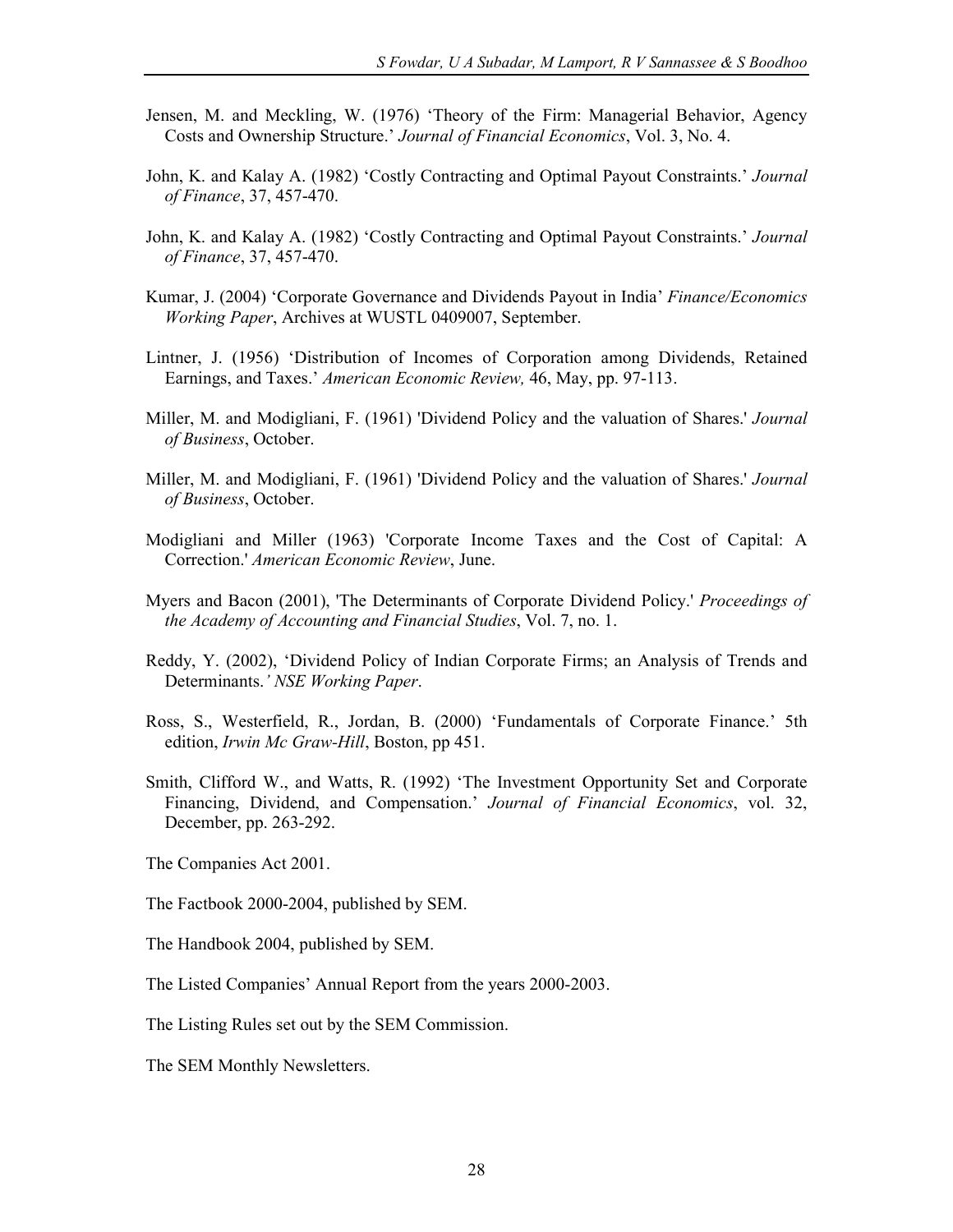Jensen, M. and Meckling, W. (1976) 'Theory of the Firm: Managerial Behavior, Agency Costs and Ownership Structure.' *Journal of Financial Economics*, Vol. 3, No. 4.

John, K. and Kalay A. (1982) 'Costly Contracting and Optimal Payout Constraints.' *Journal of Finance*, 37, 457-470.

John, K. and Kalay A. (1982) 'Costly Contracting and Optimal Payout Constraints.' *Journal of Finance*, 37, 457-470.

Kumar, J. (2004) 'Corporate Governance and Dividends Payout in India' *Finance/Economics Working Paper*, Archives at WUSTL 0409007, September.

Lintner, J. (1956) 'Distribution of Incomes of Corporation among Dividends, Retained Earnings, and Taxes.' *American Economic Review,* 46, May, pp. 97-113.

Miller, M. and Modigliani, F. (1961) 'Dividend Policy and the valuation of Shares.' *Journal of Business*, October.

Miller, M. and Modigliani, F. (1961) 'Dividend Policy and the valuation of Shares.' *Journal of Business*, October.

Modigliani and Miller (1963) 'Corporate Income Taxes and the Cost of Capital: A Correction.' *American Economic Review*, June.

Myers and Bacon (2001), 'The Determinants of Corporate Dividend Policy.' *Proceedings of the Academy of Accounting and Financial Studies*, Vol. 7, no. 1.

Reddy, Y. (2002), 'Dividend Policy of Indian Corporate Firms; an Analysis of Trends and Determinants.*' NSE Working Paper*.

Ross, S., Westerfield, R., Jordan, B. (2000) 'Fundamentals of Corporate Finance.' 5th edition, *Irwin Mc Graw-Hill*, Boston, pp 451.

Smith, Clifford W., and Watts, R. (1992) 'The Investment Opportunity Set and Corporate Financing, Dividend, and Compensation.' *Journal of Financial Economics*, vol. 32, December, pp. 263-292.

The Companies Act 2001.

The Factbook 2000-2004, published by SEM.

The Handbook 2004, published by SEM.

The Listed Companies' Annual Report from the years 2000-2003.

The Listing Rules set out by the SEM Commission.

The SEM Monthly Newsletters.